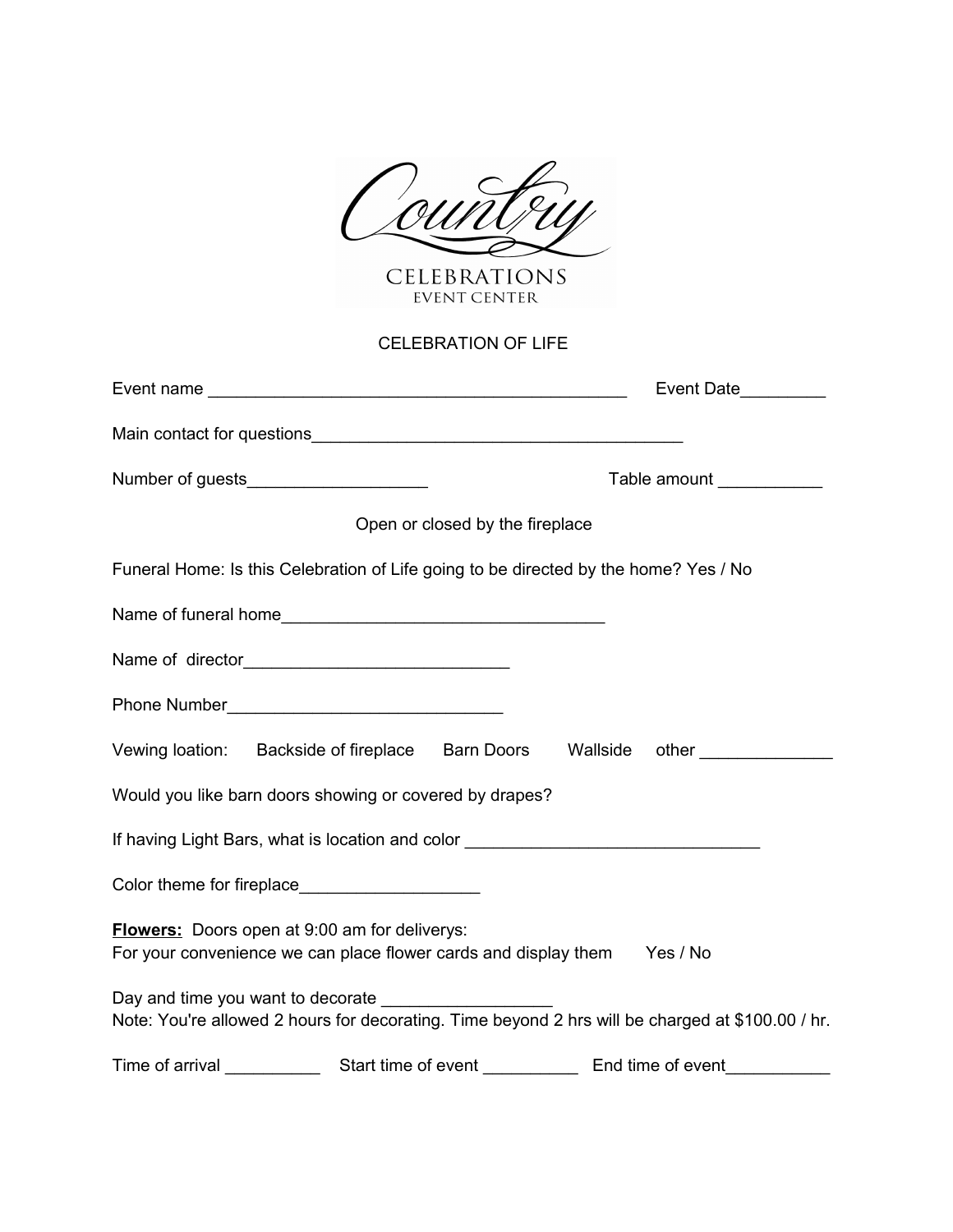# Country

CELEBRATIONS
EVENT CENTER

## CELEBRATION OF LIFE

Event name _____________________________________________ Event Date_________

Main contact for questions________________________________________

Number of guests___________________ Table amount ___________

Open or closed by the fireplace

Funeral Home: Is this Celebration of Life going to be directed by the home? Yes / No

Name of funeral home___________________________________

Name of director_____________________________

Phone Number______________________________

Vewing loation: Backside of fireplace Barn Doors Wallside other ______________

Would you like barn doors showing or covered by drapes?

If having Light Bars, what is location and color _______________________________

Color theme for fireplace___________________

**Flowers:** Doors open at 9:00 am for deliverys:
For your convenience we can place flower cards and display them Yes / No

Day and time you want to decorate __________________
Note: You're allowed 2 hours for decorating. Time beyond 2 hrs will be charged at $100.00 / hr.

Time of arrival __________ Start time of event __________ End time of event___________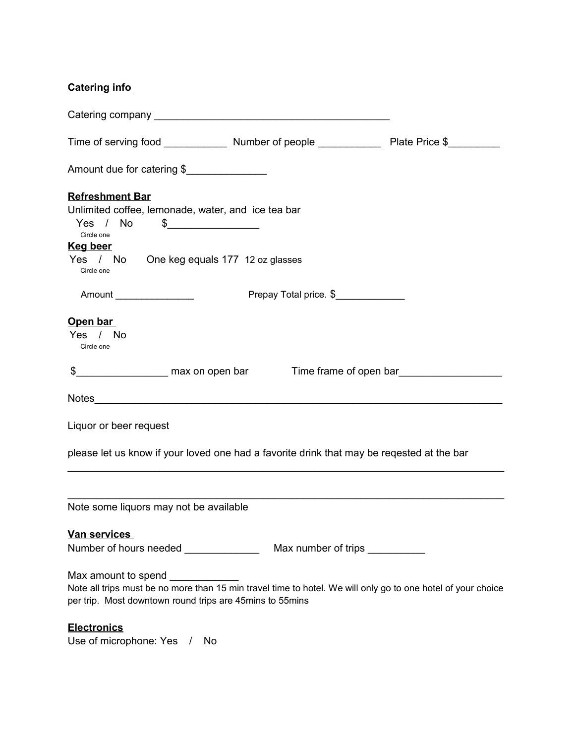**Catering info**

Catering company ___________________________________________

Time of serving food ___________ Number of people ___________ Plate Price $_________

Amount due for catering $______________

**Refreshment Bar**

Unlimited coffee, lemonade, water, and ice tea bar

Yes / No $________________

Circle one

**Keg beer**

Yes / No One keg equals 177 12 oz glasses

Circle one

Amount _______________ Prepay Total price. $_____________

**Open bar**

Yes / No

Circle one

$________________ max on open bar Time frame of open bar__________________

Notes___________________________________________________________________________

Liquor or beer request

please let us know if your loved one had a favorite drink that may be reqested at the bar

________________________________________________________________________________

________________________________________________________________________________

Note some liquors may not be available

**Van services**

Number of hours needed _____________ Max number of trips __________

Max amount to spend ____________

Note all trips must be no more than 15 min travel time to hotel. We will only go to one hotel of your choice per trip. Most downtown round trips are 45mins to 55mins

**Electronics**

Use of microphone: Yes / No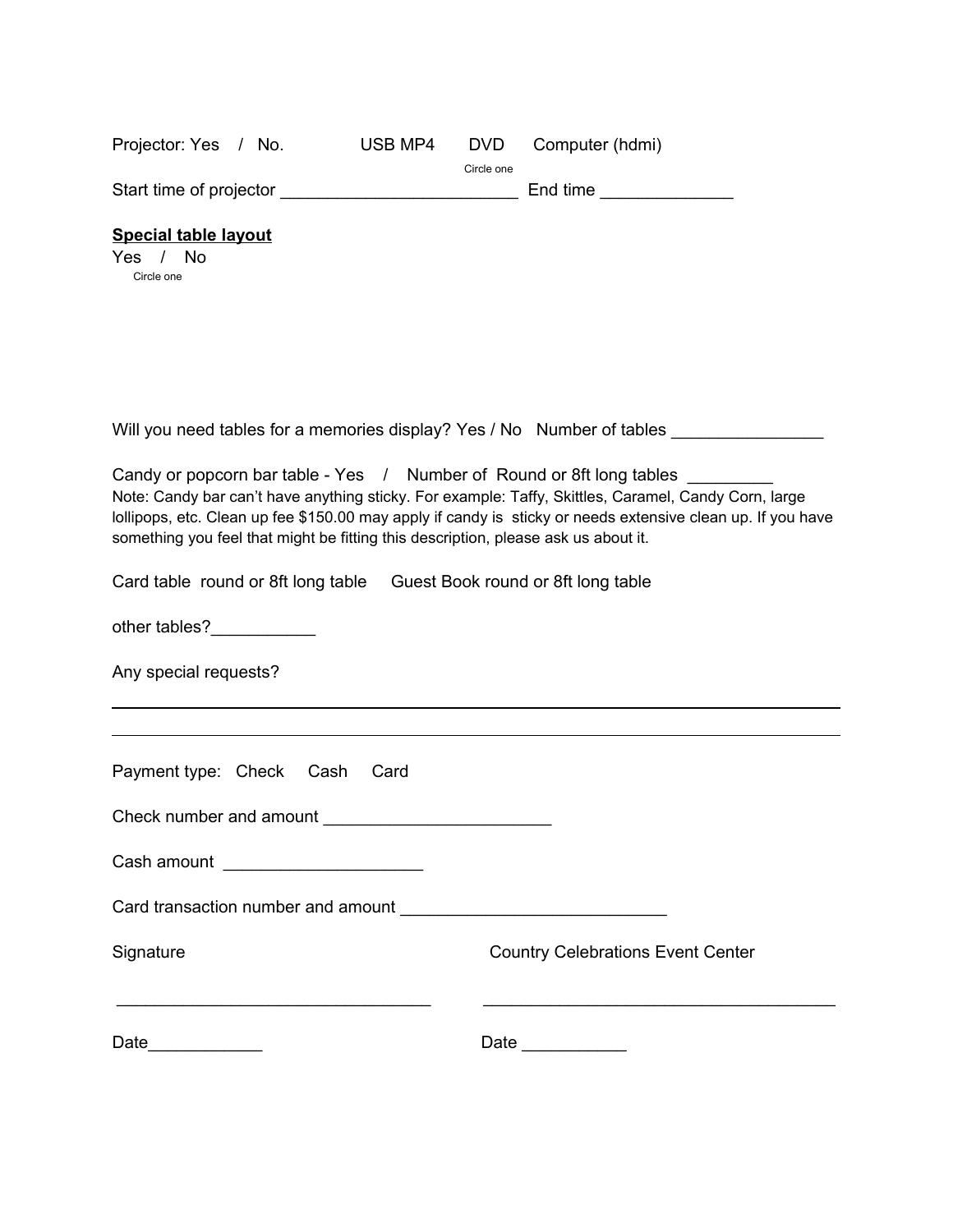Projector: Yes / No.     USB MP4   DVD   Computer (hdmi)
Circle one

Start time of projector ________________________ End time _____________

**Special table layout**

Yes / No
Circle one

Will you need tables for a memories display? Yes / No  Number of tables ________________

Candy or popcorn bar table - Yes / Number of Round or 8ft long tables _________

Note: Candy bar can't have anything sticky. For example: Taffy, Skittles, Caramel, Candy Corn, large lollipops, etc. Clean up fee $150.00 may apply if candy is sticky or needs extensive clean up. If you have something you feel that might be fitting this description, please ask us about it.

Card table round or 8ft long table   Guest Book round or 8ft long table

other tables?___________

Any special requests?

______________________________________________________________________

______________________________________________________________________

Payment type: Check  Cash  Card

Check number and amount _______________________

Cash amount ____________________

Card transaction number and amount ___________________________

Signature                                                  Country Celebrations Event Center

_________________________________       _____________________________________

Date____________                                      Date ___________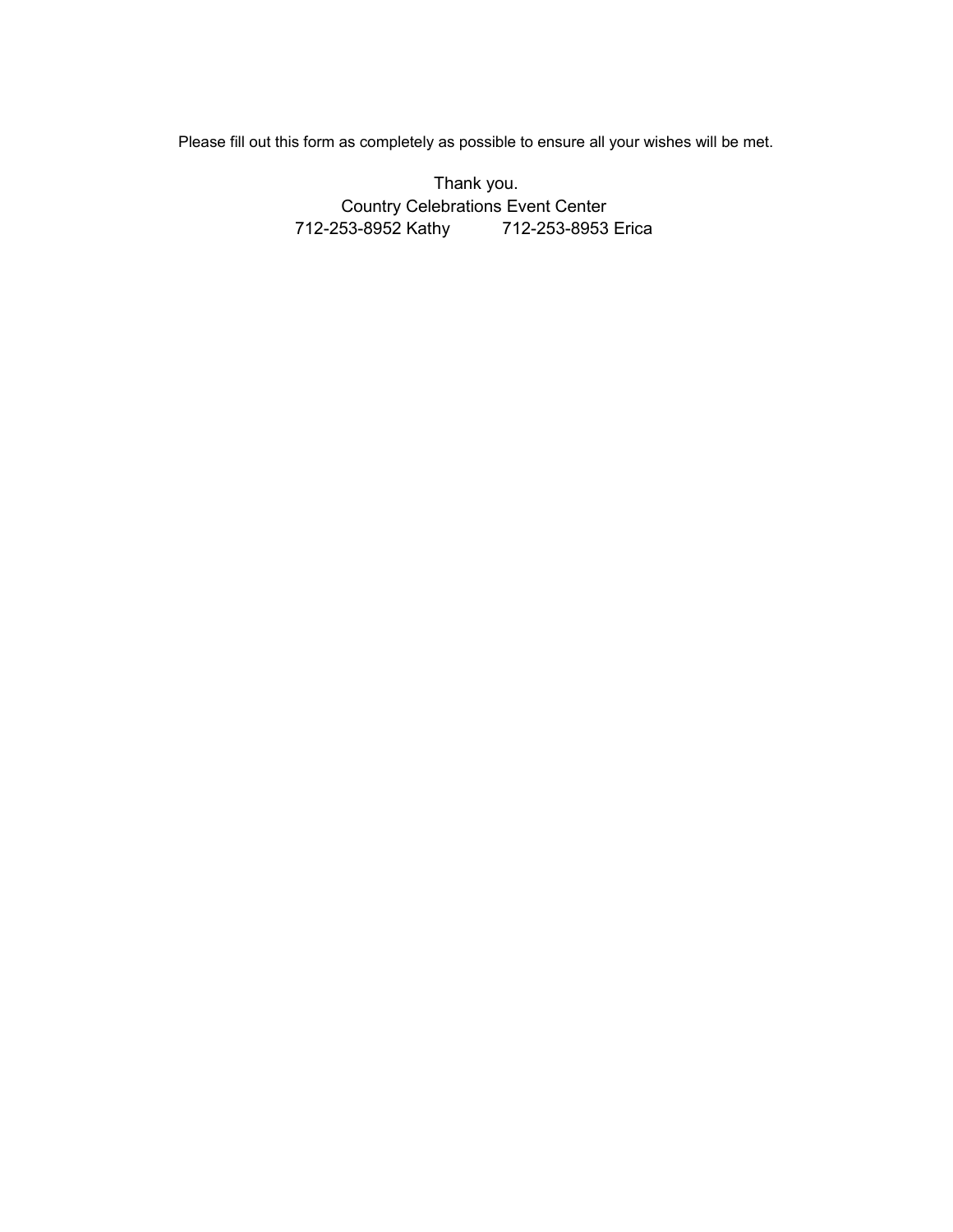Please fill out this form as completely as possible to ensure all your wishes will be met.

Thank you.

Country Celebrations Event Center

712-253-8952 Kathy 712-253-8953 Erica